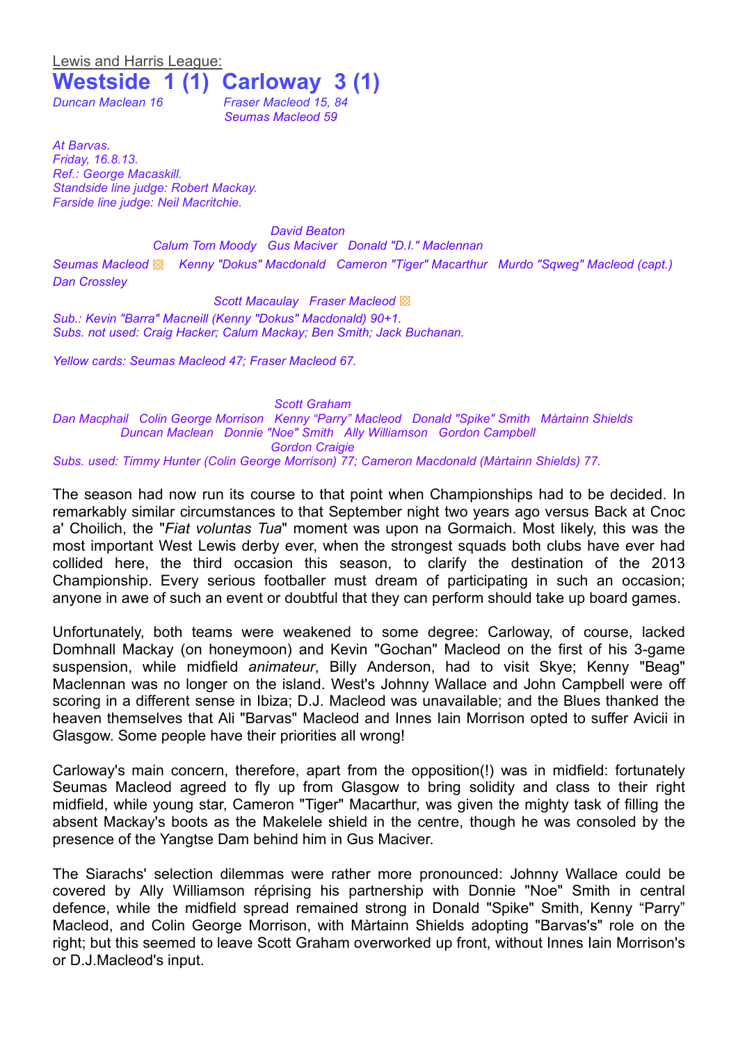Lewis and Harris League:

# Westside 1 (1) Carloway 3 (1)

*Duncan Maclean 16* — *Fraser Macleod 15, 84*
*Seumas Macleod 59*

*At Barvas.*
*Friday, 16.8.13.*
*Ref.: George Macaskill.*
*Standside line judge: Robert Mackay.*
*Farside line judge: Neil Macritchie.*

*David Beaton*
*Calum Tom Moody   Gus Maciver   Donald "D.I." Maclennan*
*Seumas Macleod ▩   Kenny "Dokus" Macdonald   Cameron "Tiger" Macarthur   Murdo "Sqweg" Macleod (capt.)*
*Dan Crossley*
*Scott Macaulay   Fraser Macleod ▩*
*Sub.: Kevin "Barra" Macneill (Kenny "Dokus" Macdonald) 90+1.*
*Subs. not used: Craig Hacker; Calum Mackay; Ben Smith; Jack Buchanan.*

*Yellow cards: Seumas Macleod 47; Fraser Macleod 67.*

*Scott Graham*
*Dan Macphail   Colin George Morrison   Kenny "Parry" Macleod   Donald "Spike" Smith   Màrtainn Shields*
*Duncan Maclean   Donnie "Noe" Smith   Ally Williamson   Gordon Campbell*
*Gordon Craigie*
*Subs. used: Timmy Hunter (Colin George Morrison) 77; Cameron Macdonald (Màrtainn Shields) 77.*

The season had now run its course to that point when Championships had to be decided. In remarkably similar circumstances to that September night two years ago versus Back at Cnoc a' Choilich, the "*Fiat voluntas Tua*" moment was upon na Gormaich. Most likely, this was the most important West Lewis derby ever, when the strongest squads both clubs have ever had collided here, the third occasion this season, to clarify the destination of the 2013 Championship. Every serious footballer must dream of participating in such an occasion; anyone in awe of such an event or doubtful that they can perform should take up board games.

Unfortunately, both teams were weakened to some degree: Carloway, of course, lacked Domhnall Mackay (on honeymoon) and Kevin "Gochan" Macleod on the first of his 3-game suspension, while midfield *animateur*, Billy Anderson, had to visit Skye; Kenny "Beag" Maclennan was no longer on the island. West's Johnny Wallace and John Campbell were off scoring in a different sense in Ibiza; D.J. Macleod was unavailable; and the Blues thanked the heaven themselves that Ali "Barvas" Macleod and Innes Iain Morrison opted to suffer Avicii in Glasgow. Some people have their priorities all wrong!

Carloway's main concern, therefore, apart from the opposition(!) was in midfield: fortunately Seumas Macleod agreed to fly up from Glasgow to bring solidity and class to their right midfield, while young star, Cameron "Tiger" Macarthur, was given the mighty task of filling the absent Mackay's boots as the Makelele shield in the centre, though he was consoled by the presence of the Yangtse Dam behind him in Gus Maciver.

The Siarachs' selection dilemmas were rather more pronounced: Johnny Wallace could be covered by Ally Williamson réprising his partnership with Donnie "Noe" Smith in central defence, while the midfield spread remained strong in Donald "Spike" Smith, Kenny "Parry" Macleod, and Colin George Morrison, with Màrtainn Shields adopting "Barvas's" role on the right; but this seemed to leave Scott Graham overworked up front, without Innes Iain Morrison's or D.J.Macleod's input.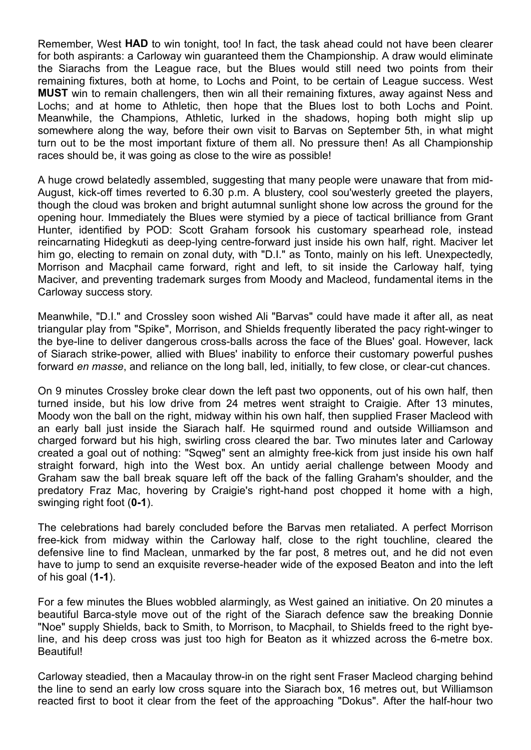Remember, West **HAD** to win tonight, too! In fact, the task ahead could not have been clearer for both aspirants: a Carloway win guaranteed them the Championship. A draw would eliminate the Siarachs from the League race, but the Blues would still need two points from their remaining fixtures, both at home, to Lochs and Point, to be certain of League success. West **MUST** win to remain challengers, then win all their remaining fixtures, away against Ness and Lochs; and at home to Athletic, then hope that the Blues lost to both Lochs and Point. Meanwhile, the Champions, Athletic, lurked in the shadows, hoping both might slip up somewhere along the way, before their own visit to Barvas on September 5th, in what might turn out to be the most important fixture of them all. No pressure then! As all Championship races should be, it was going as close to the wire as possible!

A huge crowd belatedly assembled, suggesting that many people were unaware that from mid-August, kick-off times reverted to 6.30 p.m. A blustery, cool sou'westerly greeted the players, though the cloud was broken and bright autumnal sunlight shone low across the ground for the opening hour. Immediately the Blues were stymied by a piece of tactical brilliance from Grant Hunter, identified by POD: Scott Graham forsook his customary spearhead role, instead reincarnating Hidegkuti as deep-lying centre-forward just inside his own half, right. Maciver let him go, electing to remain on zonal duty, with "D.I." as Tonto, mainly on his left. Unexpectedly, Morrison and Macphail came forward, right and left, to sit inside the Carloway half, tying Maciver, and preventing trademark surges from Moody and Macleod, fundamental items in the Carloway success story.

Meanwhile, "D.I." and Crossley soon wished Ali "Barvas" could have made it after all, as neat triangular play from "Spike", Morrison, and Shields frequently liberated the pacy right-winger to the bye-line to deliver dangerous cross-balls across the face of the Blues' goal. However, lack of Siarach strike-power, allied with Blues' inability to enforce their customary powerful pushes forward *en masse*, and reliance on the long ball, led, initially, to few close, or clear-cut chances.

On 9 minutes Crossley broke clear down the left past two opponents, out of his own half, then turned inside, but his low drive from 24 metres went straight to Craigie. After 13 minutes, Moody won the ball on the right, midway within his own half, then supplied Fraser Macleod with an early ball just inside the Siarach half. He squirmed round and outside Williamson and charged forward but his high, swirling cross cleared the bar. Two minutes later and Carloway created a goal out of nothing: "Sqweg" sent an almighty free-kick from just inside his own half straight forward, high into the West box. An untidy aerial challenge between Moody and Graham saw the ball break square left off the back of the falling Graham's shoulder, and the predatory Fraz Mac, hovering by Craigie's right-hand post chopped it home with a high, swinging right foot (**0-1**).

The celebrations had barely concluded before the Barvas men retaliated. A perfect Morrison free-kick from midway within the Carloway half, close to the right touchline, cleared the defensive line to find Maclean, unmarked by the far post, 8 metres out, and he did not even have to jump to send an exquisite reverse-header wide of the exposed Beaton and into the left of his goal (**1-1**).

For a few minutes the Blues wobbled alarmingly, as West gained an initiative. On 20 minutes a beautiful Barca-style move out of the right of the Siarach defence saw the breaking Donnie "Noe" supply Shields, back to Smith, to Morrison, to Macphail, to Shields freed to the right bye-line, and his deep cross was just too high for Beaton as it whizzed across the 6-metre box. Beautiful!

Carloway steadied, then a Macaulay throw-in on the right sent Fraser Macleod charging behind the line to send an early low cross square into the Siarach box, 16 metres out, but Williamson reacted first to boot it clear from the feet of the approaching "Dokus". After the half-hour two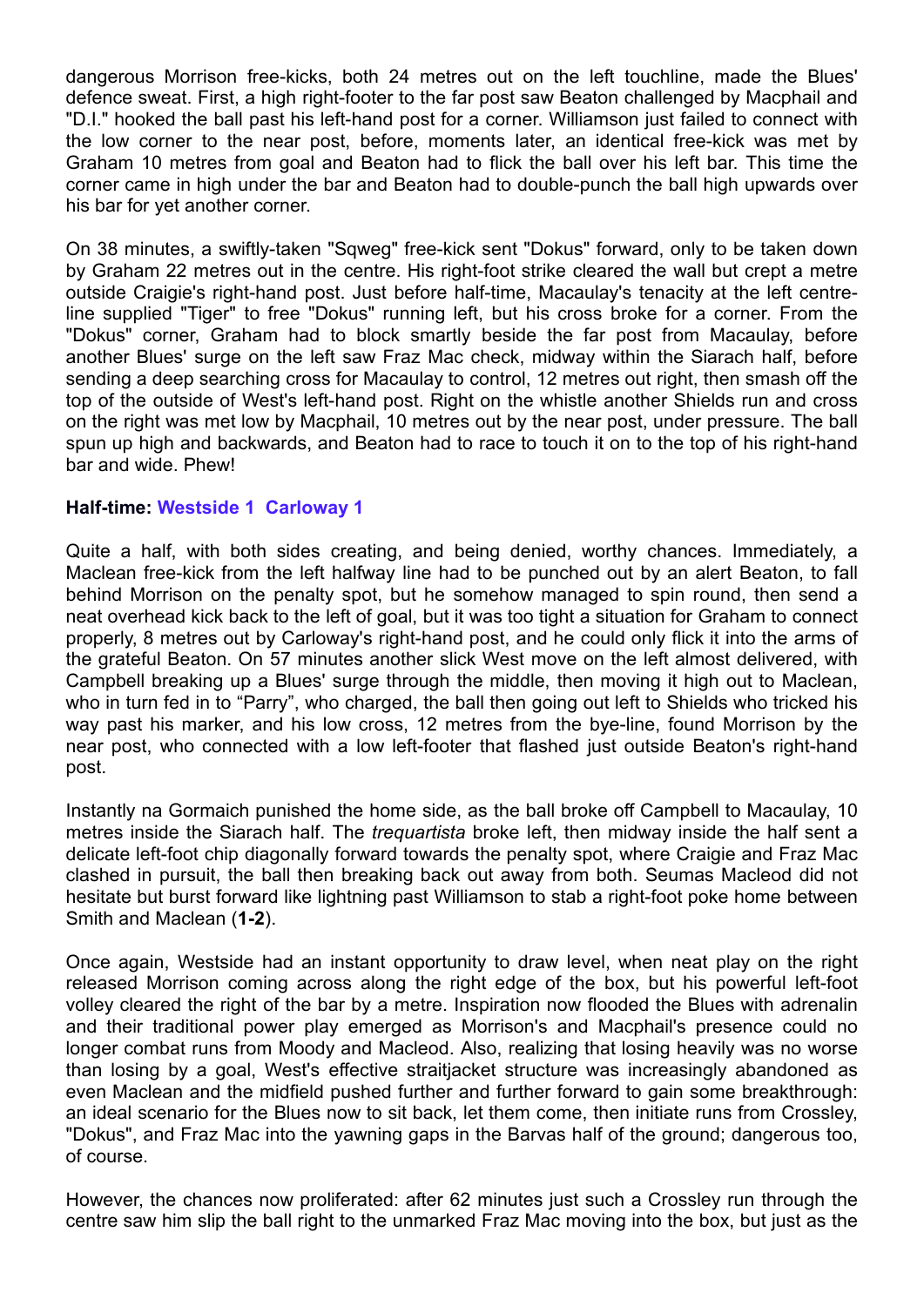dangerous Morrison free-kicks, both 24 metres out on the left touchline, made the Blues' defence sweat. First, a high right-footer to the far post saw Beaton challenged by Macphail and "D.I." hooked the ball past his left-hand post for a corner. Williamson just failed to connect with the low corner to the near post, before, moments later, an identical free-kick was met by Graham 10 metres from goal and Beaton had to flick the ball over his left bar. This time the corner came in high under the bar and Beaton had to double-punch the ball high upwards over his bar for yet another corner.

On 38 minutes, a swiftly-taken "Sqweg" free-kick sent "Dokus" forward, only to be taken down by Graham 22 metres out in the centre. His right-foot strike cleared the wall but crept a metre outside Craigie's right-hand post. Just before half-time, Macaulay's tenacity at the left centre-line supplied "Tiger" to free "Dokus" running left, but his cross broke for a corner. From the "Dokus" corner, Graham had to block smartly beside the far post from Macaulay, before another Blues' surge on the left saw Fraz Mac check, midway within the Siarach half, before sending a deep searching cross for Macaulay to control, 12 metres out right, then smash off the top of the outside of West's left-hand post. Right on the whistle another Shields run and cross on the right was met low by Macphail, 10 metres out by the near post, under pressure. The ball spun up high and backwards, and Beaton had to race to touch it on to the top of his right-hand bar and wide. Phew!

**Half-time: Westside 1  Carloway 1**

Quite a half, with both sides creating, and being denied, worthy chances. Immediately, a Maclean free-kick from the left halfway line had to be punched out by an alert Beaton, to fall behind Morrison on the penalty spot, but he somehow managed to spin round, then send a neat overhead kick back to the left of goal, but it was too tight a situation for Graham to connect properly, 8 metres out by Carloway's right-hand post, and he could only flick it into the arms of the grateful Beaton. On 57 minutes another slick West move on the left almost delivered, with Campbell breaking up a Blues' surge through the middle, then moving it high out to Maclean, who in turn fed in to "Parry", who charged, the ball then going out left to Shields who tricked his way past his marker, and his low cross, 12 metres from the bye-line, found Morrison by the near post, who connected with a low left-footer that flashed just outside Beaton's right-hand post.

Instantly na Gormaich punished the home side, as the ball broke off Campbell to Macaulay, 10 metres inside the Siarach half. The *trequartista* broke left, then midway inside the half sent a delicate left-foot chip diagonally forward towards the penalty spot, where Craigie and Fraz Mac clashed in pursuit, the ball then breaking back out away from both. Seumas Macleod did not hesitate but burst forward like lightning past Williamson to stab a right-foot poke home between Smith and Maclean (**1-2**).

Once again, Westside had an instant opportunity to draw level, when neat play on the right released Morrison coming across along the right edge of the box, but his powerful left-foot volley cleared the right of the bar by a metre. Inspiration now flooded the Blues with adrenalin and their traditional power play emerged as Morrison's and Macphail's presence could no longer combat runs from Moody and Macleod. Also, realizing that losing heavily was no worse than losing by a goal, West's effective straitjacket structure was increasingly abandoned as even Maclean and the midfield pushed further and further forward to gain some breakthrough: an ideal scenario for the Blues now to sit back, let them come, then initiate runs from Crossley, "Dokus", and Fraz Mac into the yawning gaps in the Barvas half of the ground; dangerous too, of course.

However, the chances now proliferated: after 62 minutes just such a Crossley run through the centre saw him slip the ball right to the unmarked Fraz Mac moving into the box, but just as the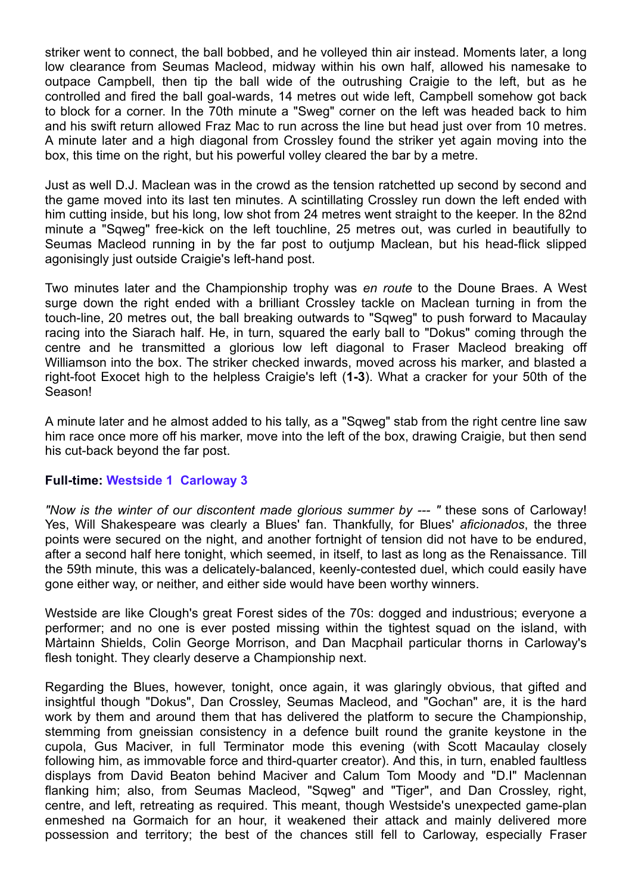striker went to connect, the ball bobbed, and he volleyed thin air instead. Moments later, a long low clearance from Seumas Macleod, midway within his own half, allowed his namesake to outpace Campbell, then tip the ball wide of the outrushing Craigie to the left, but as he controlled and fired the ball goal-wards, 14 metres out wide left, Campbell somehow got back to block for a corner. In the 70th minute a "Sweg" corner on the left was headed back to him and his swift return allowed Fraz Mac to run across the line but head just over from 10 metres. A minute later and a high diagonal from Crossley found the striker yet again moving into the box, this time on the right, but his powerful volley cleared the bar by a metre.

Just as well D.J. Maclean was in the crowd as the tension ratchetted up second by second and the game moved into its last ten minutes. A scintillating Crossley run down the left ended with him cutting inside, but his long, low shot from 24 metres went straight to the keeper. In the 82nd minute a "Sqweg" free-kick on the left touchline, 25 metres out, was curled in beautifully to Seumas Macleod running in by the far post to outjump Maclean, but his head-flick slipped agonisingly just outside Craigie's left-hand post.

Two minutes later and the Championship trophy was *en route* to the Doune Braes. A West surge down the right ended with a brilliant Crossley tackle on Maclean turning in from the touch-line, 20 metres out, the ball breaking outwards to "Sqweg" to push forward to Macaulay racing into the Siarach half. He, in turn, squared the early ball to "Dokus" coming through the centre and he transmitted a glorious low left diagonal to Fraser Macleod breaking off Williamson into the box. The striker checked inwards, moved across his marker, and blasted a right-foot Exocet high to the helpless Craigie's left (**1-3**). What a cracker for your 50th of the Season!

A minute later and he almost added to his tally, as a "Sqweg" stab from the right centre line saw him race once more off his marker, move into the left of the box, drawing Craigie, but then send his cut-back beyond the far post.

**Full-time: Westside 1 Carloway 3**

*"Now is the winter of our discontent made glorious summer by --- "* these sons of Carloway! Yes, Will Shakespeare was clearly a Blues' fan. Thankfully, for Blues' *aficionados*, the three points were secured on the night, and another fortnight of tension did not have to be endured, after a second half here tonight, which seemed, in itself, to last as long as the Renaissance. Till the 59th minute, this was a delicately-balanced, keenly-contested duel, which could easily have gone either way, or neither, and either side would have been worthy winners.

Westside are like Clough's great Forest sides of the 70s: dogged and industrious; everyone a performer; and no one is ever posted missing within the tightest squad on the island, with Màrtainn Shields, Colin George Morrison, and Dan Macphail particular thorns in Carloway's flesh tonight. They clearly deserve a Championship next.

Regarding the Blues, however, tonight, once again, it was glaringly obvious, that gifted and insightful though "Dokus", Dan Crossley, Seumas Macleod, and "Gochan" are, it is the hard work by them and around them that has delivered the platform to secure the Championship, stemming from gneissian consistency in a defence built round the granite keystone in the cupola, Gus Maciver, in full Terminator mode this evening (with Scott Macaulay closely following him, as immovable force and third-quarter creator). And this, in turn, enabled faultless displays from David Beaton behind Maciver and Calum Tom Moody and "D.I" Maclennan flanking him; also, from Seumas Macleod, "Sqweg" and "Tiger", and Dan Crossley, right, centre, and left, retreating as required. This meant, though Westside's unexpected game-plan enmeshed na Gormaich for an hour, it weakened their attack and mainly delivered more possession and territory; the best of the chances still fell to Carloway, especially Fraser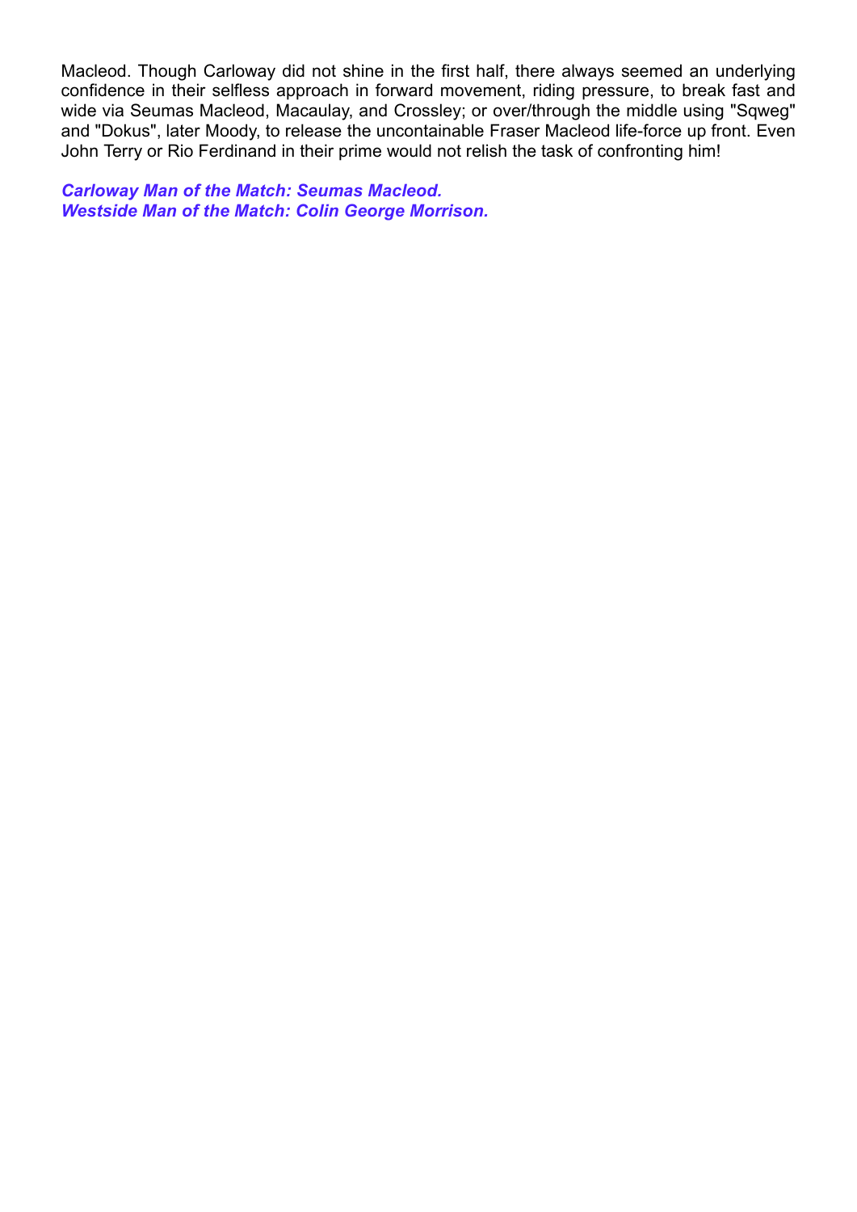Macleod. Though Carloway did not shine in the first half, there always seemed an underlying confidence in their selfless approach in forward movement, riding pressure, to break fast and wide via Seumas Macleod, Macaulay, and Crossley; or over/through the middle using "Sqweg" and "Dokus", later Moody, to release the uncontainable Fraser Macleod life-force up front. Even John Terry or Rio Ferdinand in their prime would not relish the task of confronting him!

***Carloway Man of the Match: Seumas Macleod.***
***Westside Man of the Match: Colin George Morrison.***